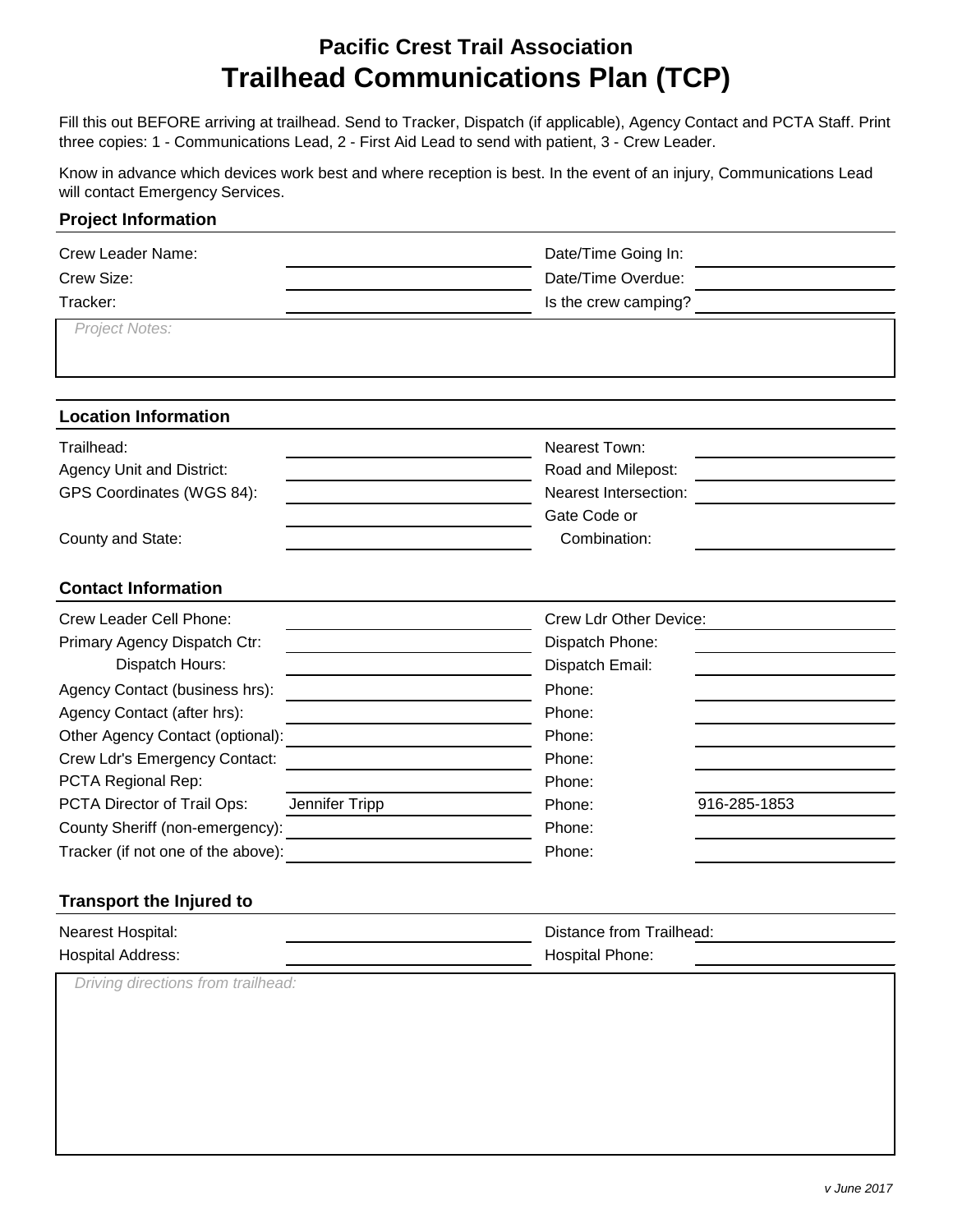# Pacific Crest Trail Association
# Trailhead Communications Plan (TCP)

Fill this out BEFORE arriving at trailhead. Send to Tracker, Dispatch (if applicable), Agency Contact and PCTA Staff. Print three copies: 1 - Communications Lead, 2 - First Aid Lead to send with patient, 3 - Crew Leader.

Know in advance which devices work best and where reception is best. In the event of an injury, Communications Lead will contact Emergency Services.

## Project Information

| | | | |
|---|---|---|---|
| Crew Leader Name: | | Date/Time Going In: | |
| Crew Size: | | Date/Time Overdue: | |
| Tracker: | | Is the crew camping? | |

*Project Notes:*

## Location Information

| | | | |
|---|---|---|---|
| Trailhead: | | Nearest Town: | |
| Agency Unit and District: | | Road and Milepost: | |
| GPS Coordinates (WGS 84): | | Nearest Intersection: | |
| County and State: | | Gate Code or Combination: | |

## Contact Information

| | | | |
|---|---|---|---|
| Crew Leader Cell Phone: | | Crew Ldr Other Device: | |
| Primary Agency Dispatch Ctr: | | Dispatch Phone: | |
| Dispatch Hours: | | Dispatch Email: | |
| Agency Contact (business hrs): | | Phone: | |
| Agency Contact (after hrs): | | Phone: | |
| Other Agency Contact (optional): | | Phone: | |
| Crew Ldr's Emergency Contact: | | Phone: | |
| PCTA Regional Rep: | | Phone: | |
| PCTA Director of Trail Ops: | Jennifer Tripp | Phone: | 916-285-1853 |
| County Sheriff (non-emergency): | | Phone: | |
| Tracker (if not one of the above): | | Phone: | |

## Transport the Injured to

| | | | |
|---|---|---|---|
| Nearest Hospital: | | Distance from Trailhead: | |
| Hospital Address: | | Hospital Phone: | |

*Driving directions from trailhead:*

*v June 2017*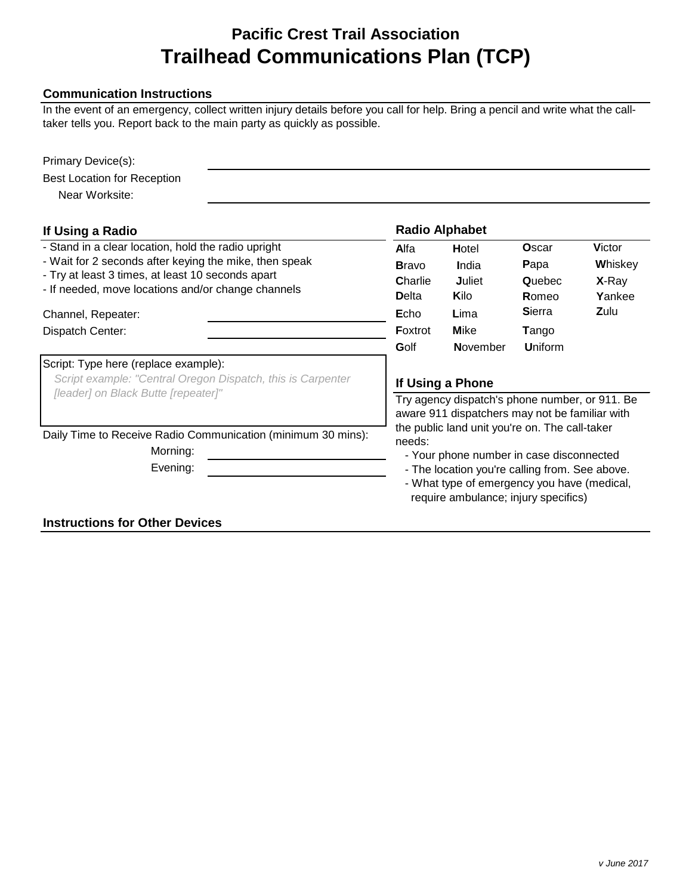# Pacific Crest Trail Association

# Trailhead Communications Plan (TCP)

## Communication Instructions

In the event of an emergency, collect written injury details before you call for help. Bring a pencil and write what the call-taker tells you. Report back to the main party as quickly as possible.

Primary Device(s): \_\_\_\_\_\_\_\_\_\_\_\_\_\_\_\_

Best Location for Reception Near Worksite: \_\_\_\_\_\_\_\_\_\_\_\_\_\_\_\_

## If Using a Radio

- Stand in a clear location, hold the radio upright
- Wait for 2 seconds after keying the mike, then speak
- Try at least 3 times, at least 10 seconds apart
- If needed, move locations and/or change channels

Channel, Repeater: \_\_\_\_\_\_\_\_\_\_\_\_\_\_\_\_

Dispatch Center: \_\_\_\_\_\_\_\_\_\_\_\_\_\_\_\_

Script: Type here (replace example):

*Script example: "Central Oregon Dispatch, this is Carpenter [leader] on Black Butte [repeater]"*

Daily Time to Receive Radio Communication (minimum 30 mins):

Morning: \_\_\_\_\_\_\_\_\_\_\_\_\_\_\_\_

Evening: \_\_\_\_\_\_\_\_\_\_\_\_\_\_\_\_

## Radio Alphabet

| | | | |
|---|---|---|---|
| **A**lfa | **H**otel | **O**scar | **V**ictor |
| **B**ravo | **I**ndia | **P**apa | **W**hiskey |
| **C**harlie | **J**uliet | **Q**uebec | **X**-Ray |
| **D**elta | **K**ilo | **R**omeo | **Y**ankee |
| **E**cho | **L**ima | **S**ierra | **Z**ulu |
| **F**oxtrot | **M**ike | **T**ango | |
| **G**olf | **N**ovember | **U**niform | |

## If Using a Phone

Try agency dispatch's phone number, or 911. Be aware 911 dispatchers may not be familiar with the public land unit you're on. The call-taker needs:

- Your phone number in case disconnected
- The location you're calling from. See above.
- What type of emergency you have (medical, require ambulance; injury specifics)

## Instructions for Other Devices

*v June 2017*